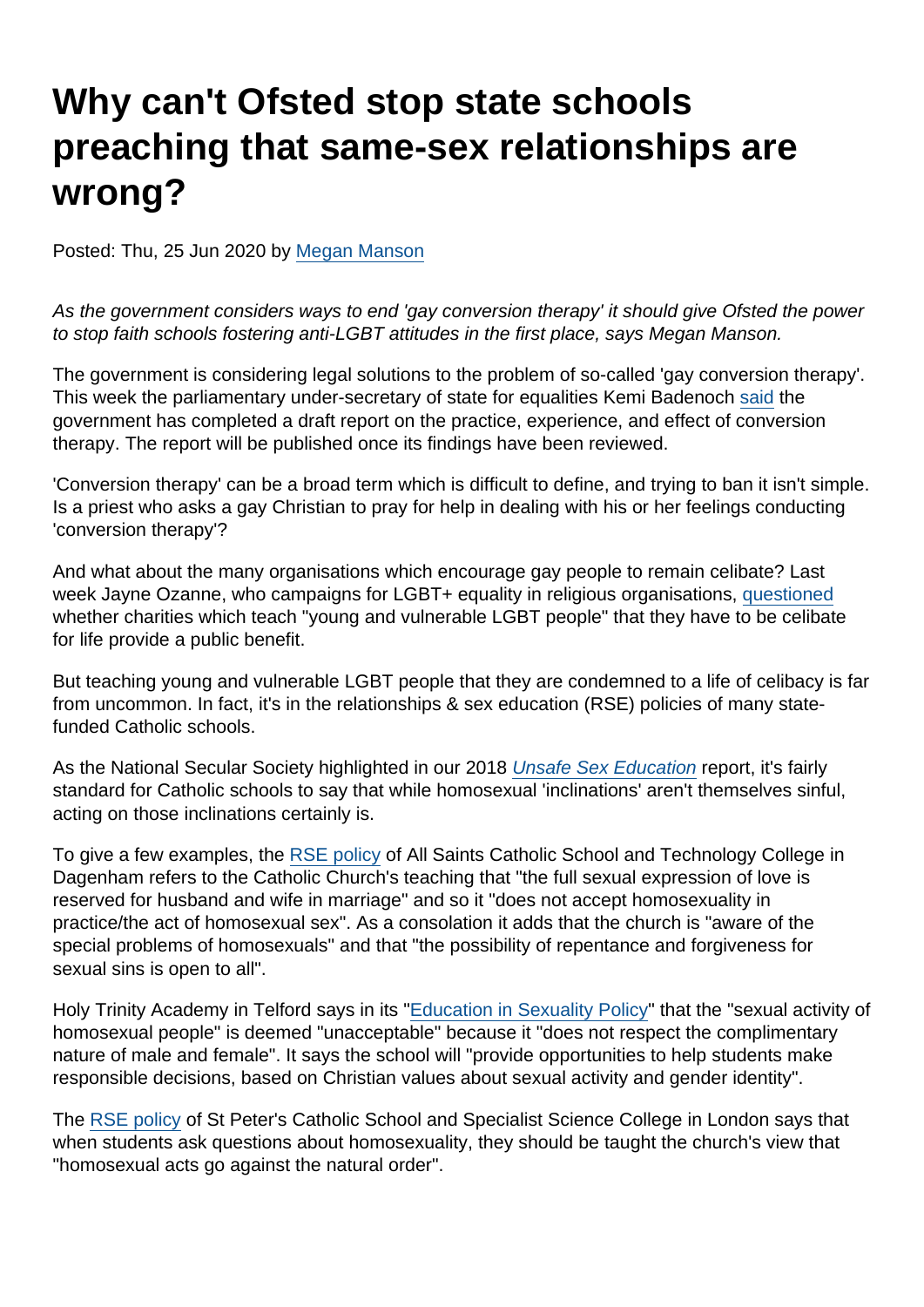# Why can't Ofsted stop state schools preaching that same-sex relationships are wrong?

Posted: Thu, 25 Jun 2020 by Megan Manson

*As the government considers ways to end 'gay conversion therapy' it should give Ofsted the power to stop faith schools fostering anti-LGBT attitudes in the first place, says Megan Manson.*

The government is considering legal solutions to the problem of so-called 'gay conversion therapy'. This week the parliamentary under-secretary of state for equalities Kemi Badenoch said the government has completed a draft report on the practice, experience, and effect of conversion therapy. The report will be published once its findings have been reviewed.

'Conversion therapy' can be a broad term which is difficult to define, and trying to ban it isn't simple. Is a priest who asks a gay Christian to pray for help in dealing with his or her feelings conducting 'conversion therapy'?

And what about the many organisations which encourage gay people to remain celibate? Last week Jayne Ozanne, who campaigns for LGBT+ equality in religious organisations, questioned whether charities which teach "young and vulnerable LGBT people" that they have to be celibate for life provide a public benefit.

But teaching young and vulnerable LGBT people that they are condemned to a life of celibacy is far from uncommon. In fact, it's in the relationships & sex education (RSE) policies of many state-funded Catholic schools.

As the National Secular Society highlighted in our 2018 *Unsafe Sex Education* report, it's fairly standard for Catholic schools to say that while homosexual 'inclinations' aren't themselves sinful, acting on those inclinations certainly is.

To give a few examples, the RSE policy of All Saints Catholic School and Technology College in Dagenham refers to the Catholic Church's teaching that "the full sexual expression of love is reserved for husband and wife in marriage" and so it "does not accept homosexuality in practice/the act of homosexual sex". As a consolation it adds that the church is "aware of the special problems of homosexuals" and that "the possibility of repentance and forgiveness for sexual sins is open to all".

Holy Trinity Academy in Telford says in its "Education in Sexuality Policy" that the "sexual activity of homosexual people" is deemed "unacceptable" because it "does not respect the complimentary nature of male and female". It says the school will "provide opportunities to help students make responsible decisions, based on Christian values about sexual activity and gender identity".

The RSE policy of St Peter's Catholic School and Specialist Science College in London says that when students ask questions about homosexuality, they should be taught the church's view that "homosexual acts go against the natural order".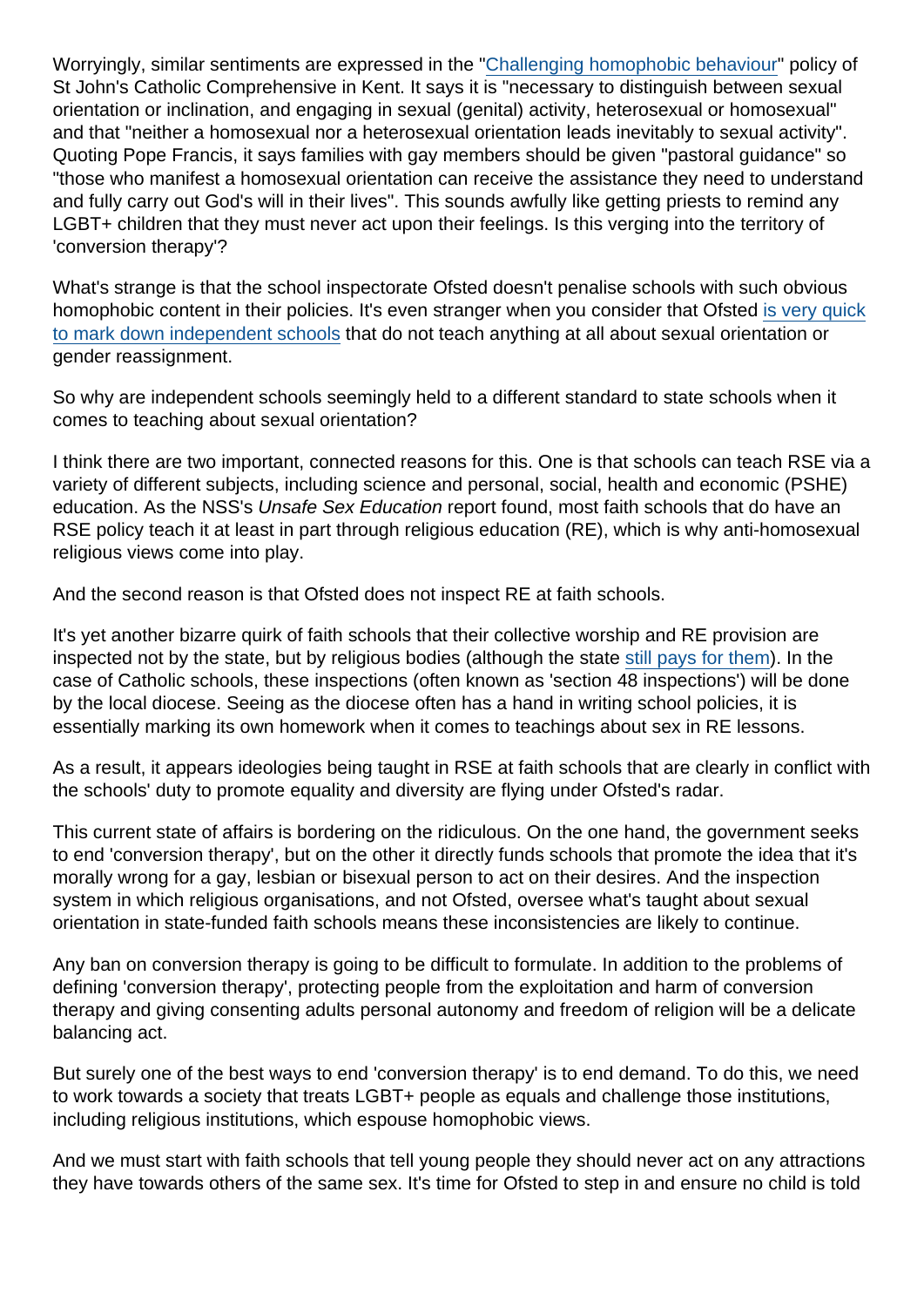Worryingly, similar sentiments are expressed in the "Challenging homophobic behaviour" policy of St John's Catholic Comprehensive in Kent. It says it is "necessary to distinguish between sexual orientation or inclination, and engaging in sexual (genital) activity, heterosexual or homosexual" and that "neither a homosexual nor a heterosexual orientation leads inevitably to sexual activity". Quoting Pope Francis, it says families with gay members should be given "pastoral guidance" so "those who manifest a homosexual orientation can receive the assistance they need to understand and fully carry out God's will in their lives". This sounds awfully like getting priests to remind any LGBT+ children that they must never act upon their feelings. Is this verging into the territory of 'conversion therapy'?

What's strange is that the school inspectorate Ofsted doesn't penalise schools with such obvious homophobic content in their policies. It's even stranger when you consider that Ofsted is very quick to mark down independent schools that do not teach anything at all about sexual orientation or gender reassignment.

So why are independent schools seemingly held to a different standard to state schools when it comes to teaching about sexual orientation?

I think there are two important, connected reasons for this. One is that schools can teach RSE via a variety of different subjects, including science and personal, social, health and economic (PSHE) education. As the NSS's *Unsafe Sex Education* report found, most faith schools that do have an RSE policy teach it at least in part through religious education (RE), which is why anti-homosexual religious views come into play.

And the second reason is that Ofsted does not inspect RE at faith schools.

It's yet another bizarre quirk of faith schools that their collective worship and RE provision are inspected not by the state, but by religious bodies (although the state still pays for them). In the case of Catholic schools, these inspections (often known as 'section 48 inspections') will be done by the local diocese. Seeing as the diocese often has a hand in writing school policies, it is essentially marking its own homework when it comes to teachings about sex in RE lessons.

As a result, it appears ideologies being taught in RSE at faith schools that are clearly in conflict with the schools' duty to promote equality and diversity are flying under Ofsted's radar.

This current state of affairs is bordering on the ridiculous. On the one hand, the government seeks to end 'conversion therapy', but on the other it directly funds schools that promote the idea that it's morally wrong for a gay, lesbian or bisexual person to act on their desires. And the inspection system in which religious organisations, and not Ofsted, oversee what's taught about sexual orientation in state-funded faith schools means these inconsistencies are likely to continue.

Any ban on conversion therapy is going to be difficult to formulate. In addition to the problems of defining 'conversion therapy', protecting people from the exploitation and harm of conversion therapy and giving consenting adults personal autonomy and freedom of religion will be a delicate balancing act.

But surely one of the best ways to end 'conversion therapy' is to end demand. To do this, we need to work towards a society that treats LGBT+ people as equals and challenge those institutions, including religious institutions, which espouse homophobic views.

And we must start with faith schools that tell young people they should never act on any attractions they have towards others of the same sex. It's time for Ofsted to step in and ensure no child is told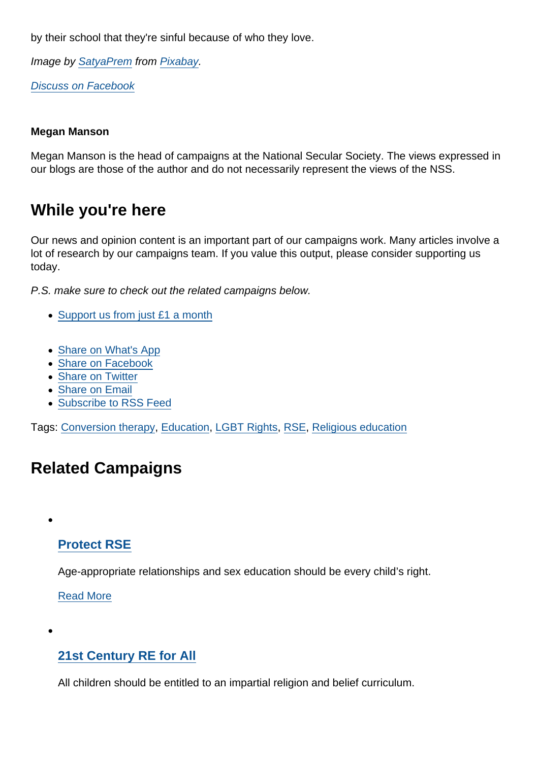by their school that they're sinful because of who they love.

*Image by SatyaPrem from Pixabay.*

*Discuss on Facebook*

**Megan Manson**

Megan Manson is the head of campaigns at the National Secular Society. The views expressed in our blogs are those of the author and do not necessarily represent the views of the NSS.

## While you're here

Our news and opinion content is an important part of our campaigns work. Many articles involve a lot of research by our campaigns team. If you value this output, please consider supporting us today.

*P.S. make sure to check out the related campaigns below.*

- Support us from just £1 a month

- Share on What's App
- Share on Facebook
- Share on Twitter
- Share on Email
- Subscribe to RSS Feed

Tags: Conversion therapy, Education, LGBT Rights, RSE, Religious education

## Related Campaigns

- ### Protect RSE

  Age-appropriate relationships and sex education should be every child's right.

  Read More

- ### 21st Century RE for All

  All children should be entitled to an impartial religion and belief curriculum.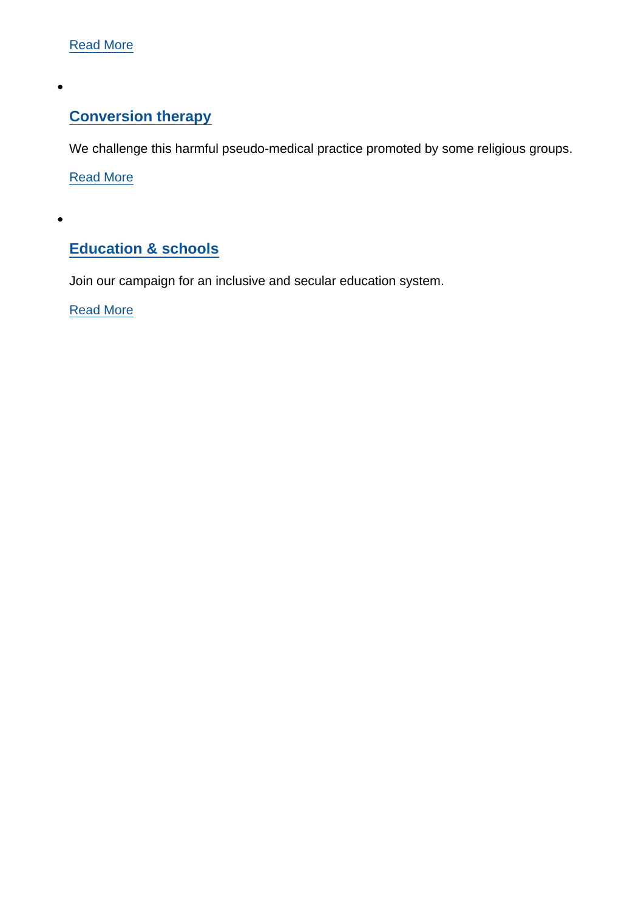Read More

- ### Conversion therapy

  We challenge this harmful pseudo-medical practice promoted by some religious groups.

  Read More

- ### Education & schools

  Join our campaign for an inclusive and secular education system.

  Read More